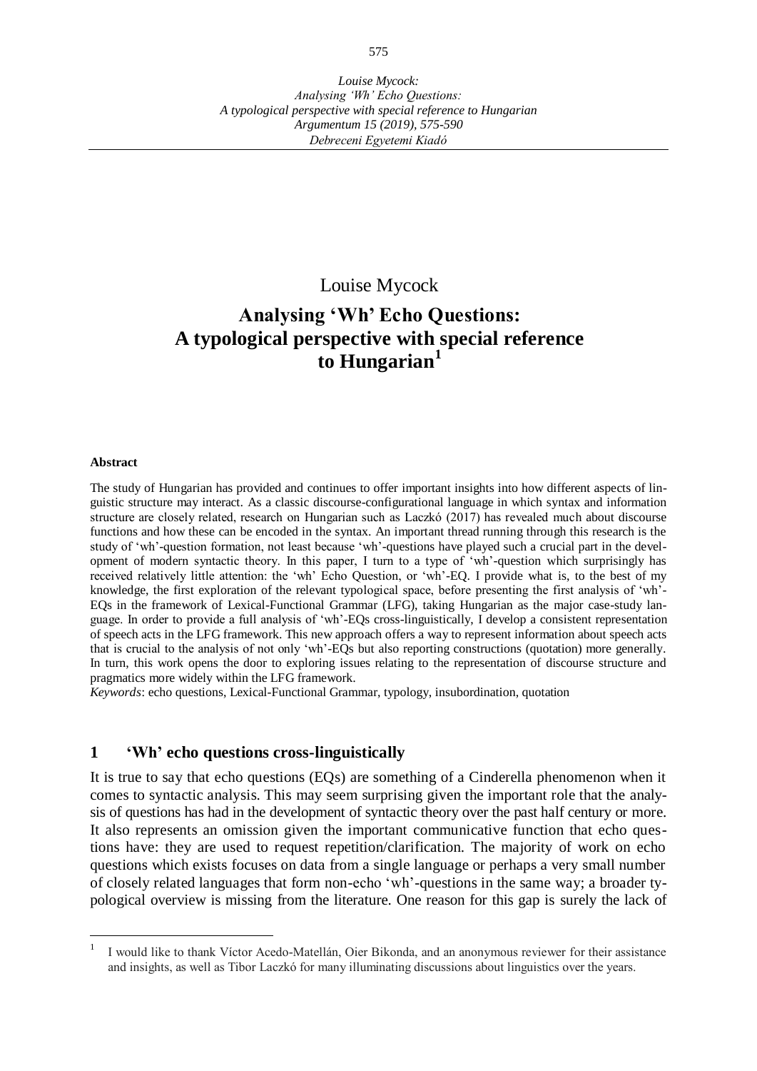Louise Mycock

# Analysing 'Wh' Echo Questions: A typological perspective with special reference to Hungarian[1]

**Abstract**

The study of Hungarian has provided and continues to offer important insights into how different aspects of linguistic structure may interact. As a classic discourse-configurational language in which syntax and information structure are closely related, research on Hungarian such as Laczkó (2017) has revealed much about discourse functions and how these can be encoded in the syntax. An important thread running through this research is the study of 'wh'-question formation, not least because 'wh'-questions have played such a crucial part in the development of modern syntactic theory. In this paper, I turn to a type of 'wh'-question which surprisingly has received relatively little attention: the 'wh' Echo Question, or 'wh'-EQ. I provide what is, to the best of my knowledge, the first exploration of the relevant typological space, before presenting the first analysis of 'wh'-EQs in the framework of Lexical-Functional Grammar (LFG), taking Hungarian as the major case-study language. In order to provide a full analysis of 'wh'-EQs cross-linguistically, I develop a consistent representation of speech acts in the LFG framework. This new approach offers a way to represent information about speech acts that is crucial to the analysis of not only 'wh'-EQs but also reporting constructions (quotation) more generally. In turn, this work opens the door to exploring issues relating to the representation of discourse structure and pragmatics more widely within the LFG framework.

*Keywords*: echo questions, Lexical-Functional Grammar, typology, insubordination, quotation

## 1 'Wh' echo questions cross-linguistically

It is true to say that echo questions (EQs) are something of a Cinderella phenomenon when it comes to syntactic analysis. This may seem surprising given the important role that the analysis of questions has had in the development of syntactic theory over the past half century or more. It also represents an omission given the important communicative function that echo questions have: they are used to request repetition/clarification. The majority of work on echo questions which exists focuses on data from a single language or perhaps a very small number of closely related languages that form non-echo 'wh'-questions in the same way; a broader typological overview is missing from the literature. One reason for this gap is surely the lack of

[1] I would like to thank Víctor Acedo-Matellán, Oier Bikonda, and an anonymous reviewer for their assistance and insights, as well as Tibor Laczkó for many illuminating discussions about linguistics over the years.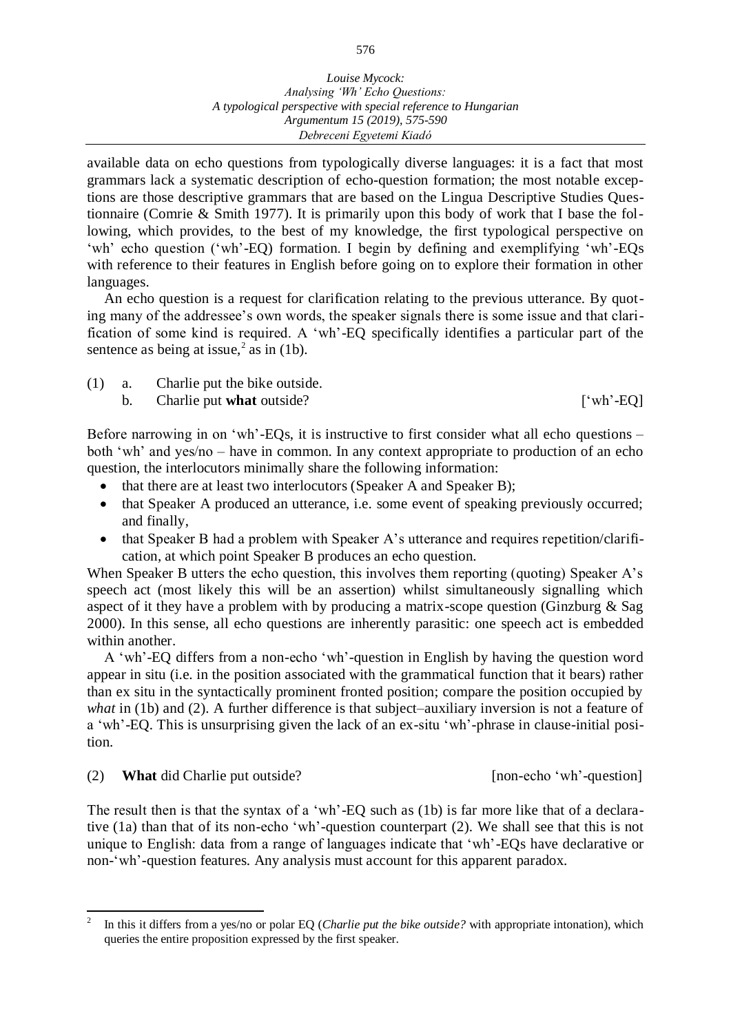available data on echo questions from typologically diverse languages: it is a fact that most grammars lack a systematic description of echo-question formation; the most notable exceptions are those descriptive grammars that are based on the Lingua Descriptive Studies Questionnaire (Comrie & Smith 1977). It is primarily upon this body of work that I base the following, which provides, to the best of my knowledge, the first typological perspective on 'wh' echo question ('wh'-EQ) formation. I begin by defining and exemplifying 'wh'-EQs with reference to their features in English before going on to explore their formation in other languages.

An echo question is a request for clarification relating to the previous utterance. By quoting many of the addressee's own words, the speaker signals there is some issue and that clarification of some kind is required. A 'wh'-EQ specifically identifies a particular part of the sentence as being at issue,[2] as in (1b).

(1) a. Charlie put the bike outside.
    b. Charlie put **what** outside? ['wh'-EQ]

Before narrowing in on 'wh'-EQs, it is instructive to first consider what all echo questions – both 'wh' and yes/no – have in common. In any context appropriate to production of an echo question, the interlocutors minimally share the following information:

- that there are at least two interlocutors (Speaker A and Speaker B);
- that Speaker A produced an utterance, i.e. some event of speaking previously occurred; and finally,
- that Speaker B had a problem with Speaker A's utterance and requires repetition/clarification, at which point Speaker B produces an echo question.

When Speaker B utters the echo question, this involves them reporting (quoting) Speaker A's speech act (most likely this will be an assertion) whilst simultaneously signalling which aspect of it they have a problem with by producing a matrix-scope question (Ginzburg & Sag 2000). In this sense, all echo questions are inherently parasitic: one speech act is embedded within another.

A 'wh'-EQ differs from a non-echo 'wh'-question in English by having the question word appear in situ (i.e. in the position associated with the grammatical function that it bears) rather than ex situ in the syntactically prominent fronted position; compare the position occupied by *what* in (1b) and (2). A further difference is that subject–auxiliary inversion is not a feature of a 'wh'-EQ. This is unsurprising given the lack of an ex-situ 'wh'-phrase in clause-initial position.

(2) **What** did Charlie put outside? [non-echo 'wh'-question]

The result then is that the syntax of a 'wh'-EQ such as (1b) is far more like that of a declarative (1a) than that of its non-echo 'wh'-question counterpart (2). We shall see that this is not unique to English: data from a range of languages indicate that 'wh'-EQs have declarative or non-'wh'-question features. Any analysis must account for this apparent paradox.

[2] In this it differs from a yes/no or polar EQ (*Charlie put the bike outside?* with appropriate intonation), which queries the entire proposition expressed by the first speaker.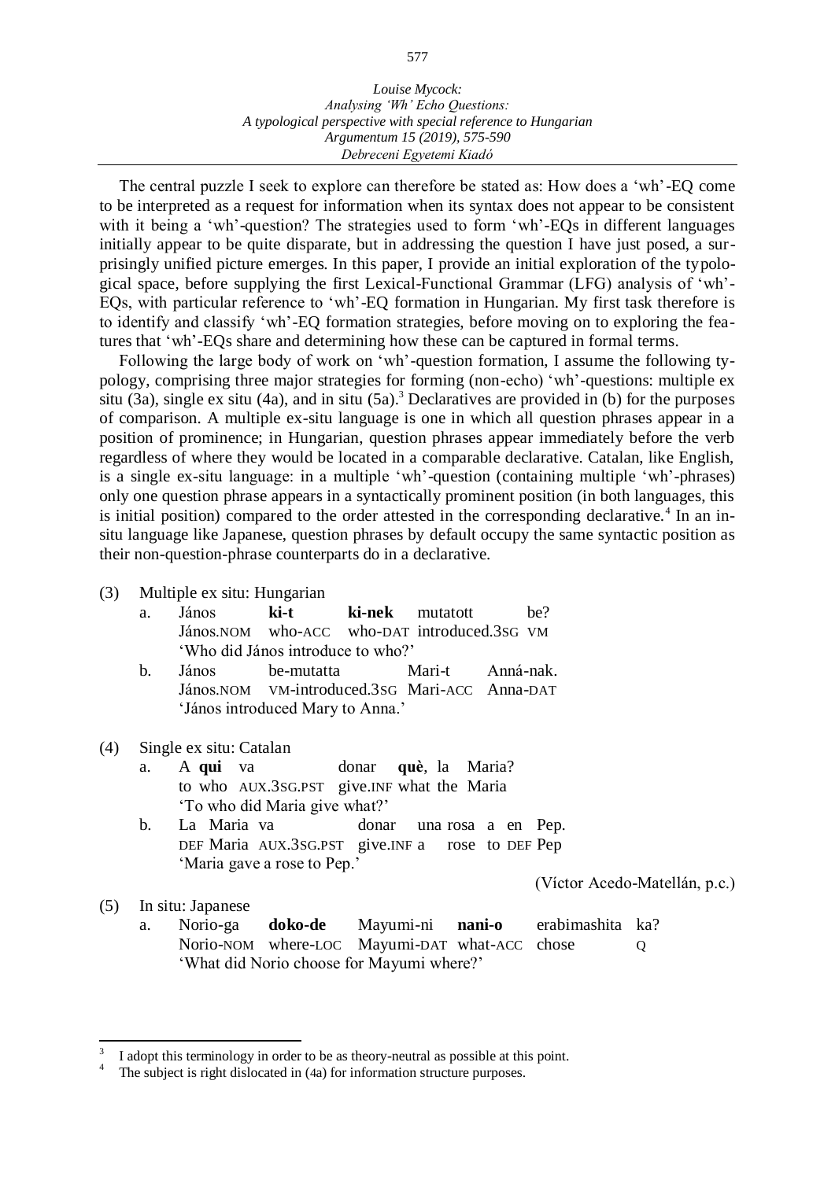The central puzzle I seek to explore can therefore be stated as: How does a 'wh'-EQ come to be interpreted as a request for information when its syntax does not appear to be consistent with it being a 'wh'-question? The strategies used to form 'wh'-EQs in different languages initially appear to be quite disparate, but in addressing the question I have just posed, a surprisingly unified picture emerges. In this paper, I provide an initial exploration of the typological space, before supplying the first Lexical-Functional Grammar (LFG) analysis of 'wh'-EQs, with particular reference to 'wh'-EQ formation in Hungarian. My first task therefore is to identify and classify 'wh'-EQ formation strategies, before moving on to exploring the features that 'wh'-EQs share and determining how these can be captured in formal terms.

Following the large body of work on 'wh'-question formation, I assume the following typology, comprising three major strategies for forming (non-echo) 'wh'-questions: multiple ex situ (3a), single ex situ (4a), and in situ (5a).[3] Declaratives are provided in (b) for the purposes of comparison. A multiple ex-situ language is one in which all question phrases appear in a position of prominence; in Hungarian, question phrases appear immediately before the verb regardless of where they would be located in a comparable declarative. Catalan, like English, is a single ex-situ language: in a multiple 'wh'-question (containing multiple 'wh'-phrases) only one question phrase appears in a syntactically prominent position (in both languages, this is initial position) compared to the order attested in the corresponding declarative.[4] In an in-situ language like Japanese, question phrases by default occupy the same syntactic position as their non-question-phrase counterparts do in a declarative.

(3) Multiple ex situ: Hungarian

a. János **ki-t** **ki-nek** mutatott be?
   János.NOM who-ACC who-DAT introduced.3SG VM
   'Who did János introduce to who?'

b. János be-mutatta Mari-t Anná-nak.
   János.NOM VM-introduced.3SG Mari-ACC Anna-DAT
   'János introduced Mary to Anna.'

(4) Single ex situ: Catalan

a. A **qui** va donar **què**, la Maria?
   to who AUX.3SG.PST give.INF what the Maria
   'To who did Maria give what?'

b. La Maria va donar una rosa a en Pep.
   DEF Maria AUX.3SG.PST give.INF a rose to DEF Pep
   'Maria gave a rose to Pep.'

(Víctor Acedo-Matellán, p.c.)

(5) In situ: Japanese

a. Norio-ga **doko-de** Mayumi-ni **nani-o** erabimashita ka?
   Norio-NOM where-LOC Mayumi-DAT what-ACC chose Q
   'What did Norio choose for Mayumi where?'

---

[3] I adopt this terminology in order to be as theory-neutral as possible at this point.

[4] The subject is right dislocated in (4a) for information structure purposes.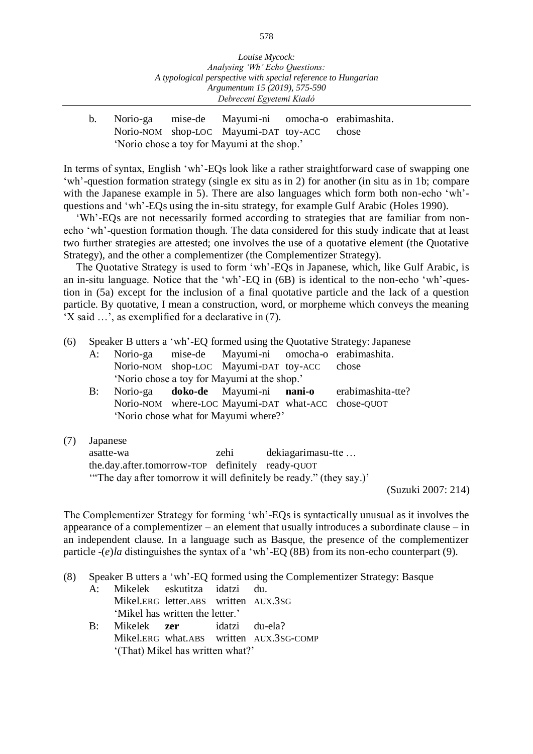b. Norio-ga      mise-de      Mayumi-ni      omocha-o   erabimashita.
   Norio-NOM   shop-LOC   Mayumi-DAT   toy-ACC      chose
   'Norio chose a toy for Mayumi at the shop.'

In terms of syntax, English 'wh'-EQs look like a rather straightforward case of swapping one 'wh'-question formation strategy (single ex situ as in 2) for another (in situ as in 1b; compare with the Japanese example in 5). There are also languages which form both non-echo 'wh'-questions and 'wh'-EQs using the in-situ strategy, for example Gulf Arabic (Holes 1990).

'Wh'-EQs are not necessarily formed according to strategies that are familiar from non-echo 'wh'-question formation though. The data considered for this study indicate that at least two further strategies are attested; one involves the use of a quotative element (the Quotative Strategy), and the other a complementizer (the Complementizer Strategy).

The Quotative Strategy is used to form 'wh'-EQs in Japanese, which, like Gulf Arabic, is an in-situ language. Notice that the 'wh'-EQ in (6B) is identical to the non-echo 'wh'-question in (5a) except for the inclusion of a final quotative particle and the lack of a question particle. By quotative, I mean a construction, word, or morpheme which conveys the meaning 'X said …', as exemplified for a declarative in (7).

(6) Speaker B utters a 'wh'-EQ formed using the Quotative Strategy: Japanese

A: Norio-ga      mise-de      Mayumi-ni      omocha-o   erabimashita.
   Norio-NOM   shop-LOC   Mayumi-DAT   toy-ACC      chose
   'Norio chose a toy for Mayumi at the shop.'

B: Norio-ga      **doko-de**      Mayumi-ni      **nani-o**      erabimashita-tte?
   Norio-NOM   where-LOC   Mayumi-DAT   what-ACC   chose-QUOT
   'Norio chose what for Mayumi where?'

(7) Japanese
   asatte-wa                                zehi          dekiagarimasu-tte …
   the.day.after.tomorrow-TOP   definitely   ready-QUOT
   '"The day after tomorrow it will definitely be ready." (they say.)'

(Suzuki 2007: 214)

The Complementizer Strategy for forming 'wh'-EQs is syntactically unusual as it involves the appearance of a complementizer – an element that usually introduces a subordinate clause – in an independent clause. In a language such as Basque, the presence of the complementizer particle -(*e*)*la* distinguishes the syntax of a 'wh'-EQ (8B) from its non-echo counterpart (9).

(8) Speaker B utters a 'wh'-EQ formed using the Complementizer Strategy: Basque

A: Mikelek      eskutitza      idatzi      du.
   Mikel.ERG   letter.ABS   written   AUX.3SG
   'Mikel has written the letter.'

B: Mikelek      **zer**            idatzi      du-ela?
   Mikel.ERG   what.ABS   written   AUX.3SG-COMP
   '(That) Mikel has written what?'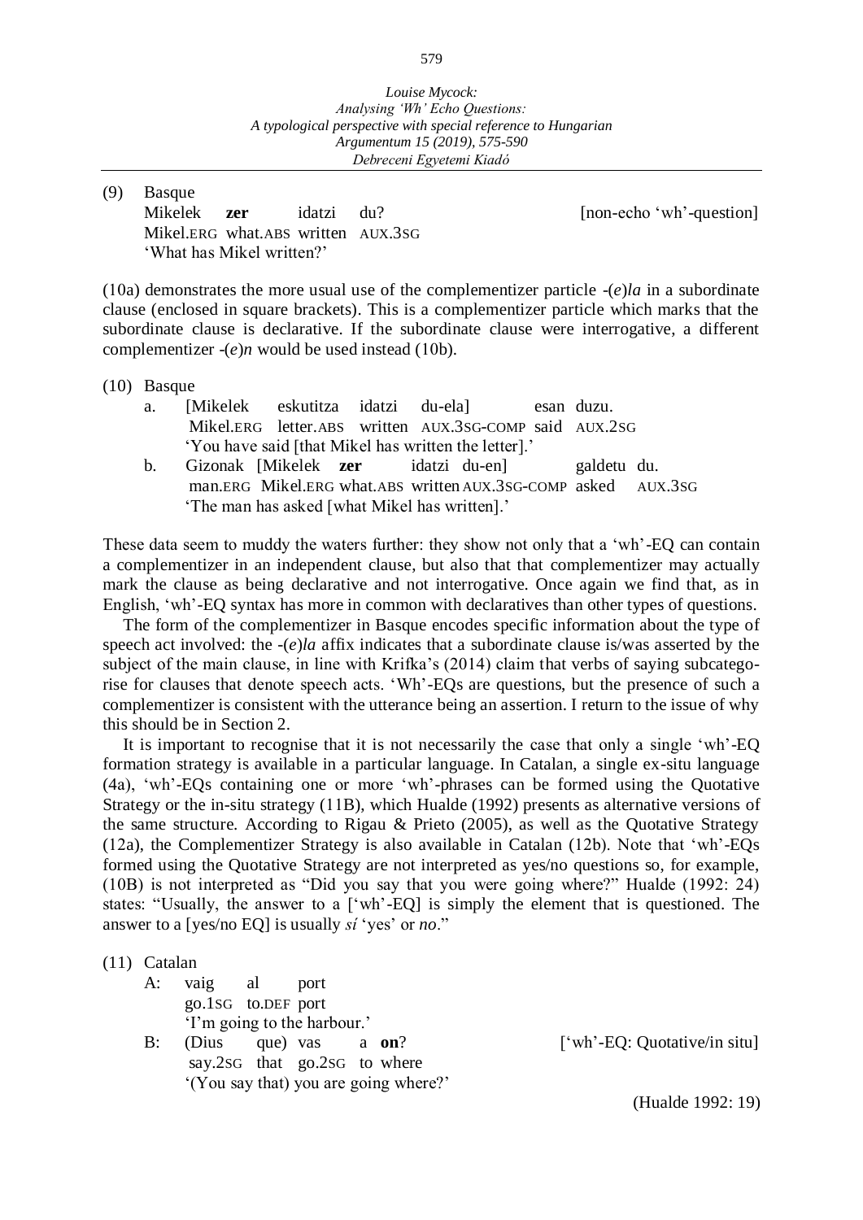(9) Basque

Mikelek **zer** idatzi du? [non-echo 'wh'-question]
Mikel.ERG what.ABS written AUX.3SG
'What has Mikel written?'

(10a) demonstrates the more usual use of the complementizer particle -(*e*)*la* in a subordinate clause (enclosed in square brackets). This is a complementizer particle which marks that the subordinate clause is declarative. If the subordinate clause were interrogative, a different complementizer -(*e*)*n* would be used instead (10b).

(10) Basque

a. [Mikelek eskutitza idatzi du-ela] esan duzu.
Mikel.ERG letter.ABS written AUX.3SG-COMP said AUX.2SG
'You have said [that Mikel has written the letter].'

b. Gizonak [Mikelek **zer** idatzi du-en] galdetu du.
man.ERG Mikel.ERG what.ABS written AUX.3SG-COMP asked AUX.3SG
'The man has asked [what Mikel has written].'

These data seem to muddy the waters further: they show not only that a 'wh'-EQ can contain a complementizer in an independent clause, but also that that complementizer may actually mark the clause as being declarative and not interrogative. Once again we find that, as in English, 'wh'-EQ syntax has more in common with declaratives than other types of questions.

The form of the complementizer in Basque encodes specific information about the type of speech act involved: the -(*e*)*la* affix indicates that a subordinate clause is/was asserted by the subject of the main clause, in line with Krifka's (2014) claim that verbs of saying subcategorise for clauses that denote speech acts. 'Wh'-EQs are questions, but the presence of such a complementizer is consistent with the utterance being an assertion. I return to the issue of why this should be in Section 2.

It is important to recognise that it is not necessarily the case that only a single 'wh'-EQ formation strategy is available in a particular language. In Catalan, a single ex-situ language (4a), 'wh'-EQs containing one or more 'wh'-phrases can be formed using the Quotative Strategy or the in-situ strategy (11B), which Hualde (1992) presents as alternative versions of the same structure. According to Rigau & Prieto (2005), as well as the Quotative Strategy (12a), the Complementizer Strategy is also available in Catalan (12b). Note that 'wh'-EQs formed using the Quotative Strategy are not interpreted as yes/no questions so, for example, (10B) is not interpreted as "Did you say that you were going where?" Hualde (1992: 24) states: "Usually, the answer to a ['wh'-EQ] is simply the element that is questioned. The answer to a [yes/no EQ] is usually *sí* 'yes' or *no*."

(11) Catalan

A: vaig al port
go.1SG to.DEF port
'I'm going to the harbour.'

B: (Dius que) vas a **on**? ['wh'-EQ: Quotative/in situ]
say.2SG that go.2SG to where
'(You say that) you are going where?'

(Hualde 1992: 19)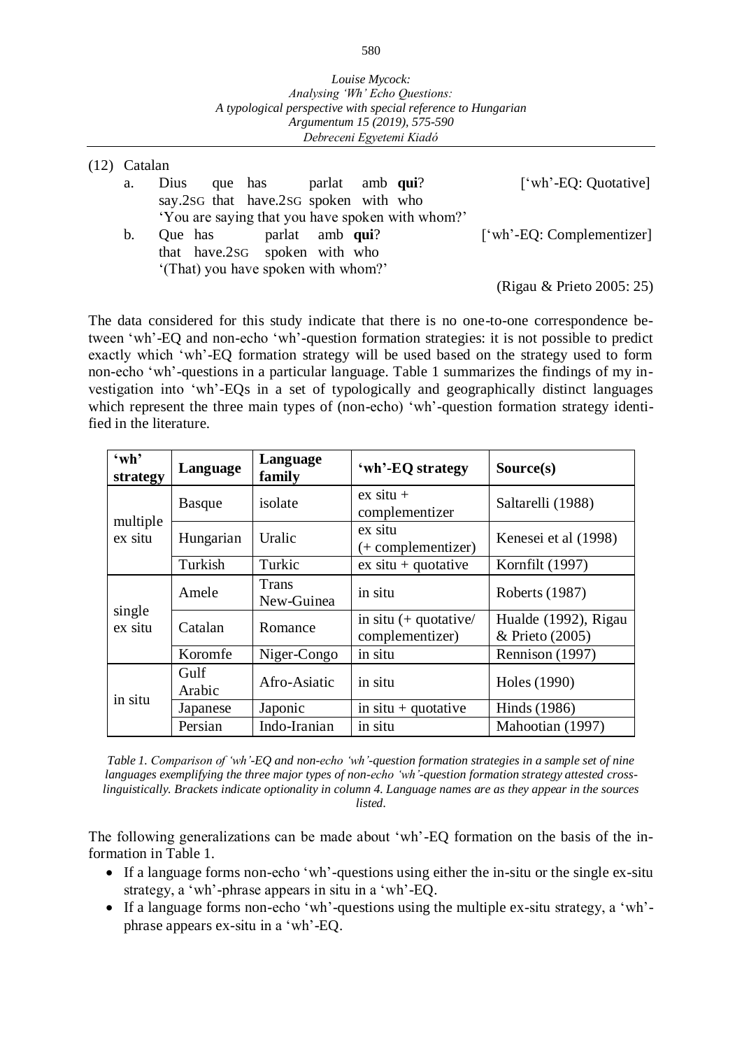(12) Catalan

a. Dius que has parlat amb **qui**? ['wh'-EQ: Quotative]
   say.2SG that have.2SG spoken with who
   'You are saying that you have spoken with whom?'

b. Que has parlat amb **qui**? ['wh'-EQ: Complementizer]
   that have.2SG spoken with who
   '(That) you have spoken with whom?'

(Rigau & Prieto 2005: 25)

The data considered for this study indicate that there is no one-to-one correspondence between 'wh'-EQ and non-echo 'wh'-question formation strategies: it is not possible to predict exactly which 'wh'-EQ formation strategy will be used based on the strategy used to form non-echo 'wh'-questions in a particular language. Table 1 summarizes the findings of my investigation into 'wh'-EQs in a set of typologically and geographically distinct languages which represent the three main types of (non-echo) 'wh'-question formation strategy identified in the literature.

| 'wh' strategy | Language | Language family | 'wh'-EQ strategy | Source(s) |
|---|---|---|---|---|
| multiple ex situ | Basque | isolate | ex situ + complementizer | Saltarelli (1988) |
| | Hungarian | Uralic | ex situ (+ complementizer) | Kenesei et al (1998) |
| | Turkish | Turkic | ex situ + quotative | Kornfilt (1997) |
| single ex situ | Amele | Trans New-Guinea | in situ | Roberts (1987) |
| | Catalan | Romance | in situ (+ quotative/ complementizer) | Hualde (1992), Rigau & Prieto (2005) |
| | Koromfe | Niger-Congo | in situ | Rennison (1997) |
| in situ | Gulf Arabic | Afro-Asiatic | in situ | Holes (1990) |
| | Japanese | Japonic | in situ + quotative | Hinds (1986) |
| | Persian | Indo-Iranian | in situ | Mahootian (1997) |

*Table 1. Comparison of 'wh'-EQ and non-echo 'wh'-question formation strategies in a sample set of nine languages exemplifying the three major types of non-echo 'wh'-question formation strategy attested cross-linguistically. Brackets indicate optionality in column 4. Language names are as they appear in the sources listed.*

The following generalizations can be made about 'wh'-EQ formation on the basis of the information in Table 1.

- If a language forms non-echo 'wh'-questions using either the in-situ or the single ex-situ strategy, a 'wh'-phrase appears in situ in a 'wh'-EQ.
- If a language forms non-echo 'wh'-questions using the multiple ex-situ strategy, a 'wh'-phrase appears ex-situ in a 'wh'-EQ.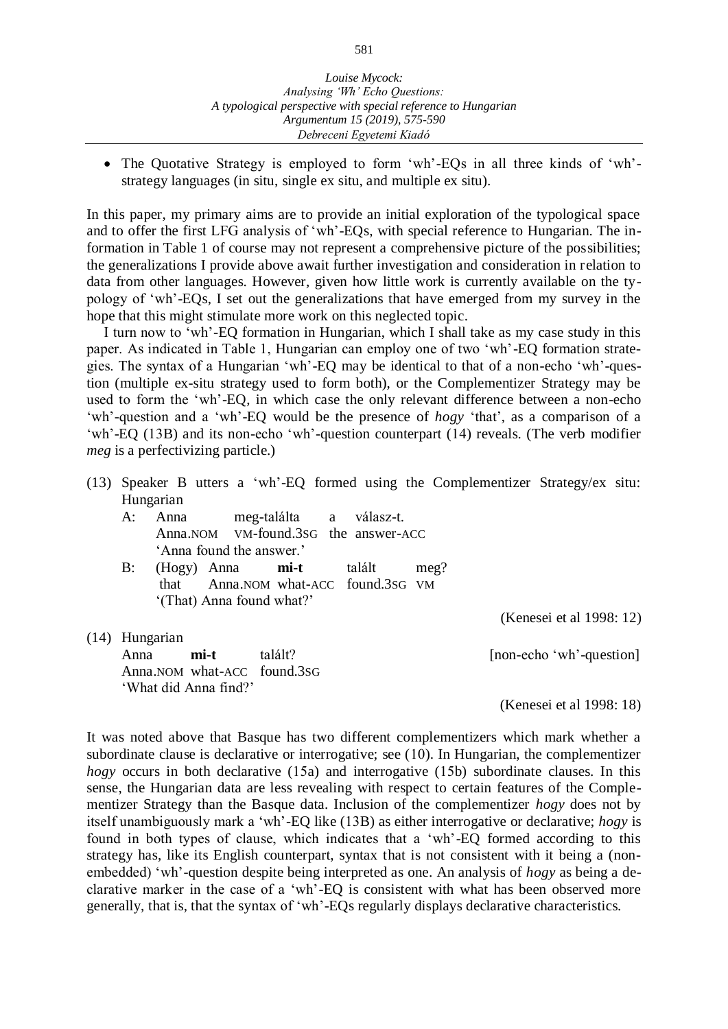- The Quotative Strategy is employed to form 'wh'-EQs in all three kinds of 'wh'-strategy languages (in situ, single ex situ, and multiple ex situ).

In this paper, my primary aims are to provide an initial exploration of the typological space and to offer the first LFG analysis of 'wh'-EQs, with special reference to Hungarian. The information in Table 1 of course may not represent a comprehensive picture of the possibilities; the generalizations I provide above await further investigation and consideration in relation to data from other languages. However, given how little work is currently available on the typology of 'wh'-EQs, I set out the generalizations that have emerged from my survey in the hope that this might stimulate more work on this neglected topic.

I turn now to 'wh'-EQ formation in Hungarian, which I shall take as my case study in this paper. As indicated in Table 1, Hungarian can employ one of two 'wh'-EQ formation strategies. The syntax of a Hungarian 'wh'-EQ may be identical to that of a non-echo 'wh'-question (multiple ex-situ strategy used to form both), or the Complementizer Strategy may be used to form the 'wh'-EQ, in which case the only relevant difference between a non-echo 'wh'-question and a 'wh'-EQ would be the presence of *hogy* 'that', as a comparison of a 'wh'-EQ (13B) and its non-echo 'wh'-question counterpart (14) reveals. (The verb modifier *meg* is a perfectivizing particle.)

(13) Speaker B utters a 'wh'-EQ formed using the Complementizer Strategy/ex situ: Hungarian

A: Anna meg-találta a válasz-t.
   Anna.NOM VM-found.3SG the answer-ACC
   'Anna found the answer.'

B: (Hogy) Anna **mi-t** talált meg?
   that Anna.NOM what-ACC found.3SG VM
   '(That) Anna found what?'

(Kenesei et al 1998: 12)

(14) Hungarian

Anna **mi-t** talált? [non-echo 'wh'-question]
Anna.NOM what-ACC found.3SG
'What did Anna find?'

(Kenesei et al 1998: 18)

It was noted above that Basque has two different complementizers which mark whether a subordinate clause is declarative or interrogative; see (10). In Hungarian, the complementizer *hogy* occurs in both declarative (15a) and interrogative (15b) subordinate clauses. In this sense, the Hungarian data are less revealing with respect to certain features of the Complementizer Strategy than the Basque data. Inclusion of the complementizer *hogy* does not by itself unambiguously mark a 'wh'-EQ like (13B) as either interrogative or declarative; *hogy* is found in both types of clause, which indicates that a 'wh'-EQ formed according to this strategy has, like its English counterpart, syntax that is not consistent with it being a (non-embedded) 'wh'-question despite being interpreted as one. An analysis of *hogy* as being a declarative marker in the case of a 'wh'-EQ is consistent with what has been observed more generally, that is, that the syntax of 'wh'-EQs regularly displays declarative characteristics.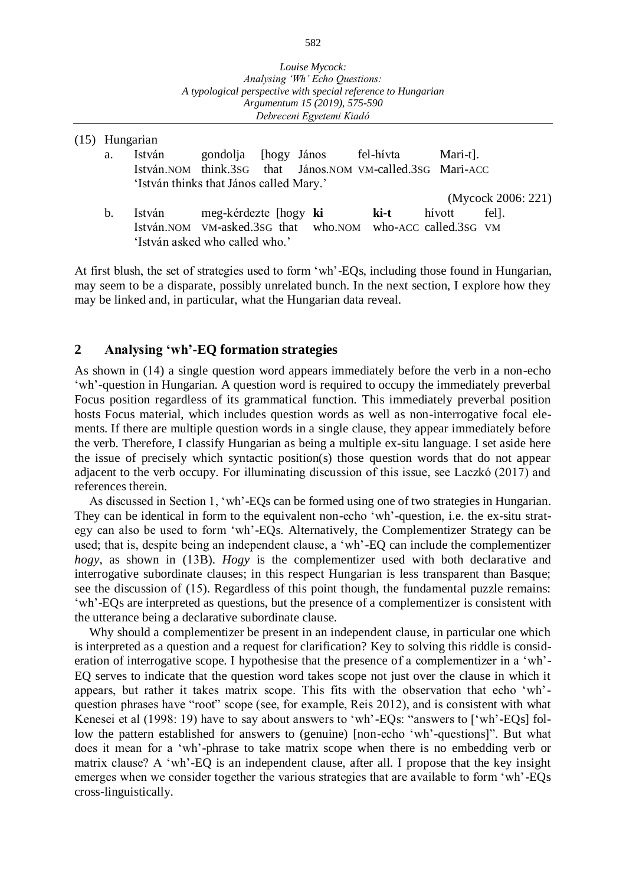(15) Hungarian

a. István gondolja [hogy János fel-hívta Mari-t].
István.NOM think.3SG that János.NOM VM-called.3SG Mari-ACC
'István thinks that János called Mary.'

(Mycock 2006: 221)

b. István meg-kérdezte [hogy **ki** **ki-t** hívott fel].
István.NOM VM-asked.3SG that who.NOM who-ACC called.3SG VM
'István asked who called who.'

At first blush, the set of strategies used to form 'wh'-EQs, including those found in Hungarian, may seem to be a disparate, possibly unrelated bunch. In the next section, I explore how they may be linked and, in particular, what the Hungarian data reveal.

## 2 Analysing 'wh'-EQ formation strategies

As shown in (14) a single question word appears immediately before the verb in a non-echo 'wh'-question in Hungarian. A question word is required to occupy the immediately preverbal Focus position regardless of its grammatical function. This immediately preverbal position hosts Focus material, which includes question words as well as non-interrogative focal elements. If there are multiple question words in a single clause, they appear immediately before the verb. Therefore, I classify Hungarian as being a multiple ex-situ language. I set aside here the issue of precisely which syntactic position(s) those question words that do not appear adjacent to the verb occupy. For illuminating discussion of this issue, see Laczkó (2017) and references therein.

As discussed in Section 1, 'wh'-EQs can be formed using one of two strategies in Hungarian. They can be identical in form to the equivalent non-echo 'wh'-question, i.e. the ex-situ strategy can also be used to form 'wh'-EQs. Alternatively, the Complementizer Strategy can be used; that is, despite being an independent clause, a 'wh'-EQ can include the complementizer *hogy*, as shown in (13B). *Hogy* is the complementizer used with both declarative and interrogative subordinate clauses; in this respect Hungarian is less transparent than Basque; see the discussion of (15). Regardless of this point though, the fundamental puzzle remains: 'wh'-EQs are interpreted as questions, but the presence of a complementizer is consistent with the utterance being a declarative subordinate clause.

Why should a complementizer be present in an independent clause, in particular one which is interpreted as a question and a request for clarification? Key to solving this riddle is consideration of interrogative scope. I hypothesise that the presence of a complementizer in a 'wh'-EQ serves to indicate that the question word takes scope not just over the clause in which it appears, but rather it takes matrix scope. This fits with the observation that echo 'wh'-question phrases have "root" scope (see, for example, Reis 2012), and is consistent with what Kenesei et al (1998: 19) have to say about answers to 'wh'-EQs: "answers to ['wh'-EQs] follow the pattern established for answers to (genuine) [non-echo 'wh'-questions]". But what does it mean for a 'wh'-phrase to take matrix scope when there is no embedding verb or matrix clause? A 'wh'-EQ is an independent clause, after all. I propose that the key insight emerges when we consider together the various strategies that are available to form 'wh'-EQs cross-linguistically.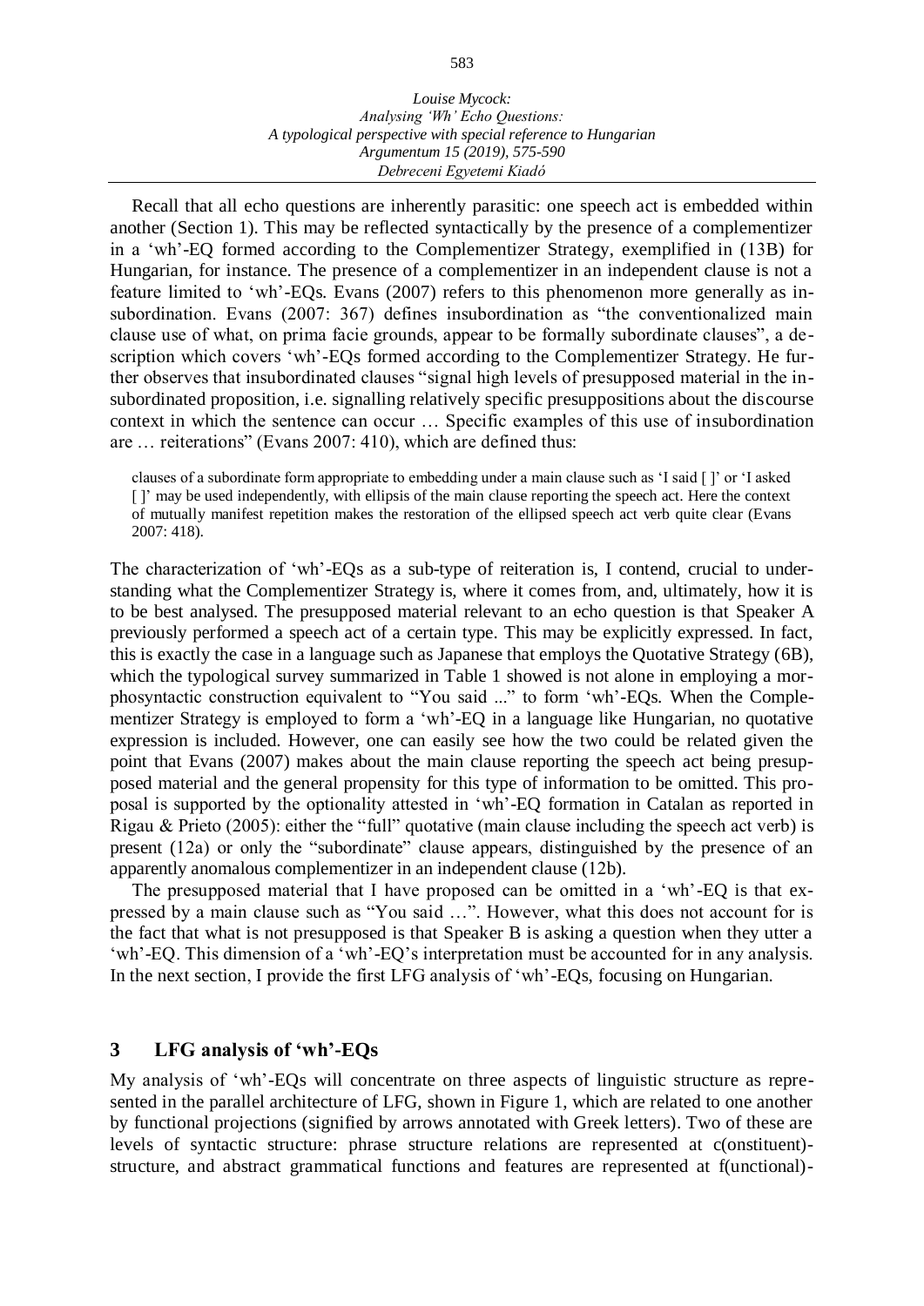Recall that all echo questions are inherently parasitic: one speech act is embedded within another (Section 1). This may be reflected syntactically by the presence of a complementizer in a 'wh'-EQ formed according to the Complementizer Strategy, exemplified in (13B) for Hungarian, for instance. The presence of a complementizer in an independent clause is not a feature limited to 'wh'-EQs. Evans (2007) refers to this phenomenon more generally as insubordination. Evans (2007: 367) defines insubordination as "the conventionalized main clause use of what, on prima facie grounds, appear to be formally subordinate clauses", a description which covers 'wh'-EQs formed according to the Complementizer Strategy. He further observes that insubordinated clauses "signal high levels of presupposed material in the insubordinated proposition, i.e. signalling relatively specific presuppositions about the discourse context in which the sentence can occur … Specific examples of this use of insubordination are … reiterations" (Evans 2007: 410), which are defined thus:

> clauses of a subordinate form appropriate to embedding under a main clause such as 'I said [ ]' or 'I asked [ ]' may be used independently, with ellipsis of the main clause reporting the speech act. Here the context of mutually manifest repetition makes the restoration of the ellipsed speech act verb quite clear (Evans 2007: 418).

The characterization of 'wh'-EQs as a sub-type of reiteration is, I contend, crucial to understanding what the Complementizer Strategy is, where it comes from, and, ultimately, how it is to be best analysed. The presupposed material relevant to an echo question is that Speaker A previously performed a speech act of a certain type. This may be explicitly expressed. In fact, this is exactly the case in a language such as Japanese that employs the Quotative Strategy (6B), which the typological survey summarized in Table 1 showed is not alone in employing a morphosyntactic construction equivalent to "You said ..." to form 'wh'-EQs. When the Complementizer Strategy is employed to form a 'wh'-EQ in a language like Hungarian, no quotative expression is included. However, one can easily see how the two could be related given the point that Evans (2007) makes about the main clause reporting the speech act being presupposed material and the general propensity for this type of information to be omitted. This proposal is supported by the optionality attested in 'wh'-EQ formation in Catalan as reported in Rigau & Prieto (2005): either the "full" quotative (main clause including the speech act verb) is present (12a) or only the "subordinate" clause appears, distinguished by the presence of an apparently anomalous complementizer in an independent clause (12b).

The presupposed material that I have proposed can be omitted in a 'wh'-EQ is that expressed by a main clause such as "You said …". However, what this does not account for is the fact that what is not presupposed is that Speaker B is asking a question when they utter a 'wh'-EQ. This dimension of a 'wh'-EQ's interpretation must be accounted for in any analysis. In the next section, I provide the first LFG analysis of 'wh'-EQs, focusing on Hungarian.

## 3 LFG analysis of 'wh'-EQs

My analysis of 'wh'-EQs will concentrate on three aspects of linguistic structure as represented in the parallel architecture of LFG, shown in Figure 1, which are related to one another by functional projections (signified by arrows annotated with Greek letters). Two of these are levels of syntactic structure: phrase structure relations are represented at c(onstituent)-structure, and abstract grammatical functions and features are represented at f(unctional)-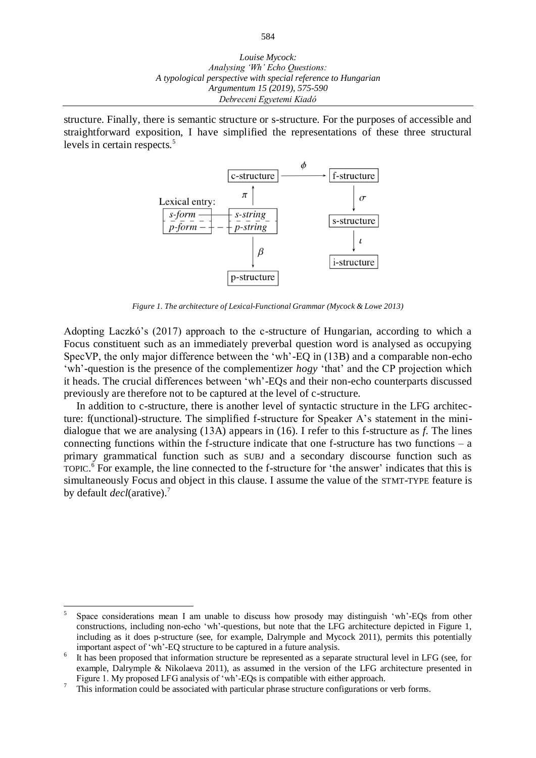structure. Finally, there is semantic structure or s-structure. For the purposes of accessible and straightforward exposition, I have simplified the representations of these three structural levels in certain respects.[5]

*Figure 1. The architecture of Lexical-Functional Grammar (Mycock & Lowe 2013)*

Adopting Laczkó's (2017) approach to the c-structure of Hungarian, according to which a Focus constituent such as an immediately preverbal question word is analysed as occupying SpecVP, the only major difference between the 'wh'-EQ in (13B) and a comparable non-echo 'wh'-question is the presence of the complementizer *hogy* 'that' and the CP projection which it heads. The crucial differences between 'wh'-EQs and their non-echo counterparts discussed previously are therefore not to be captured at the level of c-structure.

In addition to c-structure, there is another level of syntactic structure in the LFG architecture: f(unctional)-structure. The simplified f-structure for Speaker A's statement in the mini-dialogue that we are analysing (13A) appears in (16). I refer to this f-structure as *f*. The lines connecting functions within the f-structure indicate that one f-structure has two functions – a primary grammatical function such as SUBJ and a secondary discourse function such as TOPIC.[6] For example, the line connected to the f-structure for 'the answer' indicates that this is simultaneously Focus and object in this clause. I assume the value of the STMT-TYPE feature is by default *decl*(arative).[7]

---

[5] Space considerations mean I am unable to discuss how prosody may distinguish 'wh'-EQs from other constructions, including non-echo 'wh'-questions, but note that the LFG architecture depicted in Figure 1, including as it does p-structure (see, for example, Dalrymple and Mycock 2011), permits this potentially important aspect of 'wh'-EQ structure to be captured in a future analysis.

[6] It has been proposed that information structure be represented as a separate structural level in LFG (see, for example, Dalrymple & Nikolaeva 2011), as assumed in the version of the LFG architecture presented in Figure 1. My proposed LFG analysis of 'wh'-EQs is compatible with either approach.

[7] This information could be associated with particular phrase structure configurations or verb forms.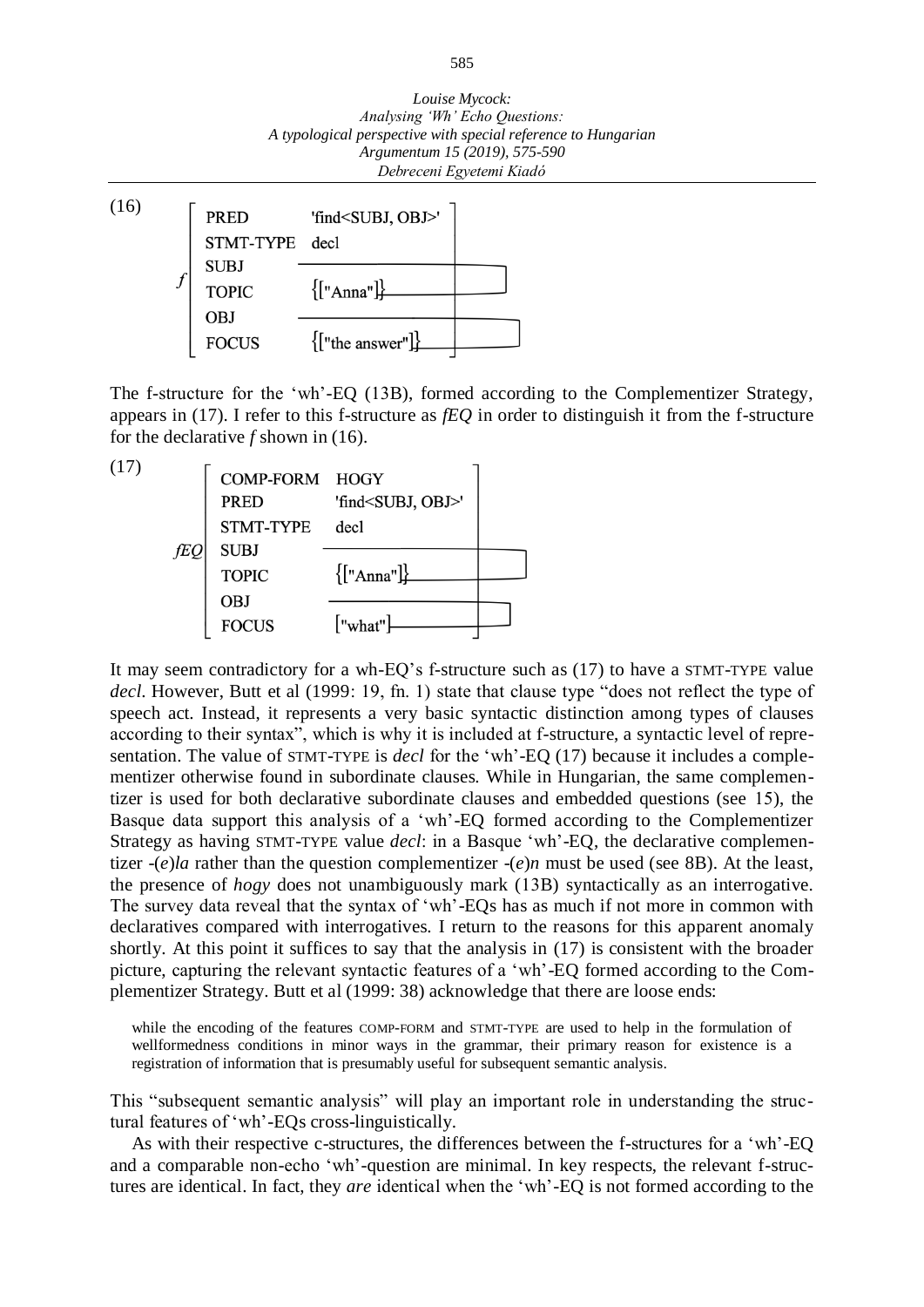(16)

```
    [ PRED        'find<SUBJ, OBJ>'   ]
    [ STMT-TYPE   decl                ]
    [ SUBJ        ──────────────┐     ]
  f [ TOPIC       {["Anna"]}────┘     ]
    [ OBJ         ──────────────┐     ]
    [ FOCUS       {["the answer"]}┘   ]
```

The f-structure for the ‘wh’-EQ (13B), formed according to the Complementizer Strategy, appears in (17). I refer to this f-structure as *fEQ* in order to distinguish it from the f-structure for the declarative *f* shown in (16).

(17)

```
      [ COMP-FORM   HOGY                ]
      [ PRED        'find<SUBJ, OBJ>'   ]
      [ STMT-TYPE   decl                ]
  fEQ [ SUBJ        ──────────────┐     ]
      [ TOPIC       {["Anna"]}────┘     ]
      [ OBJ         ──────────────┐     ]
      [ FOCUS       ["what"]──────┘     ]
```

It may seem contradictory for a wh-EQ’s f-structure such as (17) to have a STMT-TYPE value *decl*. However, Butt et al (1999: 19, fn. 1) state that clause type “does not reflect the type of speech act. Instead, it represents a very basic syntactic distinction among types of clauses according to their syntax”, which is why it is included at f-structure, a syntactic level of representation. The value of STMT-TYPE is *decl* for the ‘wh’-EQ (17) because it includes a complementizer otherwise found in subordinate clauses. While in Hungarian, the same complementizer is used for both declarative subordinate clauses and embedded questions (see 15), the Basque data support this analysis of a ‘wh’-EQ formed according to the Complementizer Strategy as having STMT-TYPE value *decl*: in a Basque ‘wh’-EQ, the declarative complementizer -(*e*)*la* rather than the question complementizer -(*e*)*n* must be used (see 8B). At the least, the presence of *hogy* does not unambiguously mark (13B) syntactically as an interrogative. The survey data reveal that the syntax of ‘wh’-EQs has as much if not more in common with declaratives compared with interrogatives. I return to the reasons for this apparent anomaly shortly. At this point it suffices to say that the analysis in (17) is consistent with the broader picture, capturing the relevant syntactic features of a ‘wh’-EQ formed according to the Complementizer Strategy. Butt et al (1999: 38) acknowledge that there are loose ends:

> while the encoding of the features COMP-FORM and STMT-TYPE are used to help in the formulation of wellformedness conditions in minor ways in the grammar, their primary reason for existence is a registration of information that is presumably useful for subsequent semantic analysis.

This “subsequent semantic analysis” will play an important role in understanding the structural features of ‘wh’-EQs cross-linguistically.

As with their respective c-structures, the differences between the f-structures for a ‘wh’-EQ and a comparable non-echo ‘wh’-question are minimal. In key respects, the relevant f-structures are identical. In fact, they *are* identical when the ‘wh’-EQ is not formed according to the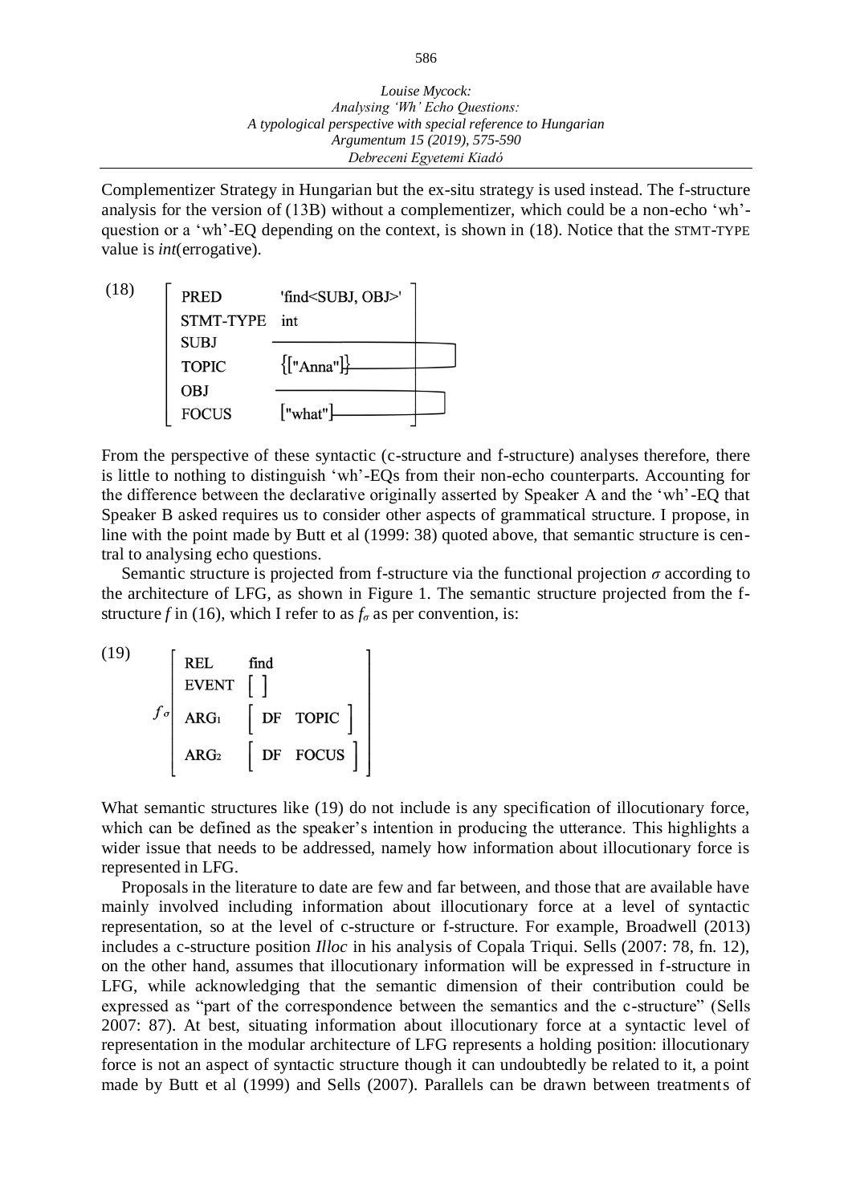Complementizer Strategy in Hungarian but the ex-situ strategy is used instead. The f-structure analysis for the version of (13B) without a complementizer, which could be a non-echo 'wh'-question or a 'wh'-EQ depending on the context, is shown in (18). Notice that the STMT-TYPE value is *int*(errogative).

(18)

| | |
|---|---|
| PRED | 'find<SUBJ, OBJ>' |
| STMT-TYPE | int |
| SUBJ | |
| TOPIC | {["Anna"]} |
| OBJ | |
| FOCUS | ["what"] |

From the perspective of these syntactic (c-structure and f-structure) analyses therefore, there is little to nothing to distinguish 'wh'-EQs from their non-echo counterparts. Accounting for the difference between the declarative originally asserted by Speaker A and the 'wh'-EQ that Speaker B asked requires us to consider other aspects of grammatical structure. I propose, in line with the point made by Butt et al (1999: 38) quoted above, that semantic structure is central to analysing echo questions.

Semantic structure is projected from f-structure via the functional projection $\sigma$ according to the architecture of LFG, as shown in Figure 1. The semantic structure projected from the f-structure $f$ in (16), which I refer to as $f_\sigma$ as per convention, is:

(19)

$f_\sigma$

| | |
|---|---|
| REL | find |
| EVENT | [ ] |
| $ARG_1$ | [ DF TOPIC ] |
| $ARG_2$ | [ DF FOCUS ] |

What semantic structures like (19) do not include is any specification of illocutionary force, which can be defined as the speaker's intention in producing the utterance. This highlights a wider issue that needs to be addressed, namely how information about illocutionary force is represented in LFG.

Proposals in the literature to date are few and far between, and those that are available have mainly involved including information about illocutionary force at a level of syntactic representation, so at the level of c-structure or f-structure. For example, Broadwell (2013) includes a c-structure position *Illoc* in his analysis of Copala Triqui. Sells (2007: 78, fn. 12), on the other hand, assumes that illocutionary information will be expressed in f-structure in LFG, while acknowledging that the semantic dimension of their contribution could be expressed as "part of the correspondence between the semantics and the c-structure" (Sells 2007: 87). At best, situating information about illocutionary force at a syntactic level of representation in the modular architecture of LFG represents a holding position: illocutionary force is not an aspect of syntactic structure though it can undoubtedly be related to it, a point made by Butt et al (1999) and Sells (2007). Parallels can be drawn between treatments of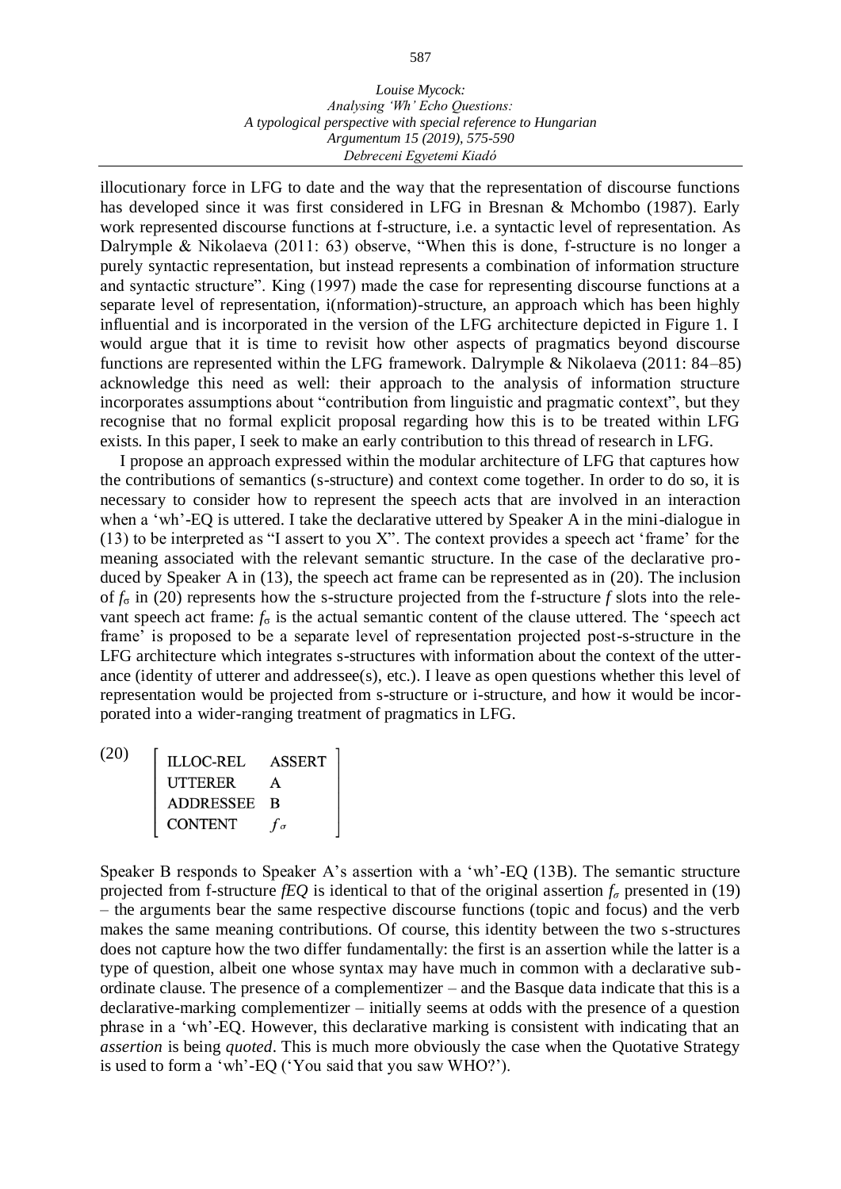illocutionary force in LFG to date and the way that the representation of discourse functions has developed since it was first considered in LFG in Bresnan & Mchombo (1987). Early work represented discourse functions at f-structure, i.e. a syntactic level of representation. As Dalrymple & Nikolaeva (2011: 63) observe, "When this is done, f-structure is no longer a purely syntactic representation, but instead represents a combination of information structure and syntactic structure". King (1997) made the case for representing discourse functions at a separate level of representation, i(nformation)-structure, an approach which has been highly influential and is incorporated in the version of the LFG architecture depicted in Figure 1. I would argue that it is time to revisit how other aspects of pragmatics beyond discourse functions are represented within the LFG framework. Dalrymple & Nikolaeva (2011: 84–85) acknowledge this need as well: their approach to the analysis of information structure incorporates assumptions about "contribution from linguistic and pragmatic context", but they recognise that no formal explicit proposal regarding how this is to be treated within LFG exists. In this paper, I seek to make an early contribution to this thread of research in LFG.

I propose an approach expressed within the modular architecture of LFG that captures how the contributions of semantics (s-structure) and context come together. In order to do so, it is necessary to consider how to represent the speech acts that are involved in an interaction when a 'wh'-EQ is uttered. I take the declarative uttered by Speaker A in the mini-dialogue in (13) to be interpreted as "I assert to you X". The context provides a speech act 'frame' for the meaning associated with the relevant semantic structure. In the case of the declarative produced by Speaker A in (13), the speech act frame can be represented as in (20). The inclusion of $f_\sigma$ in (20) represents how the s-structure projected from the f-structure *f* slots into the relevant speech act frame: $f_\sigma$ is the actual semantic content of the clause uttered. The 'speech act frame' is proposed to be a separate level of representation projected post-s-structure in the LFG architecture which integrates s-structures with information about the context of the utterance (identity of utterer and addressee(s), etc.). I leave as open questions whether this level of representation would be projected from s-structure or i-structure, and how it would be incorporated into a wider-ranging treatment of pragmatics in LFG.

(20)
$$\begin{bmatrix} \text{ILLOC-REL} & \text{ASSERT} \\ \text{UTTERER} & \text{A} \\ \text{ADDRESSEE} & \text{B} \\ \text{CONTENT} & f_\sigma \end{bmatrix}$$

Speaker B responds to Speaker A's assertion with a 'wh'-EQ (13B). The semantic structure projected from f-structure *fEQ* is identical to that of the original assertion $f_\sigma$ presented in (19) – the arguments bear the same respective discourse functions (topic and focus) and the verb makes the same meaning contributions. Of course, this identity between the two s-structures does not capture how the two differ fundamentally: the first is an assertion while the latter is a type of question, albeit one whose syntax may have much in common with a declarative subordinate clause. The presence of a complementizer – and the Basque data indicate that this is a declarative-marking complementizer – initially seems at odds with the presence of a question phrase in a 'wh'-EQ. However, this declarative marking is consistent with indicating that an *assertion* is being *quoted*. This is much more obviously the case when the Quotative Strategy is used to form a 'wh'-EQ ('You said that you saw WHO?').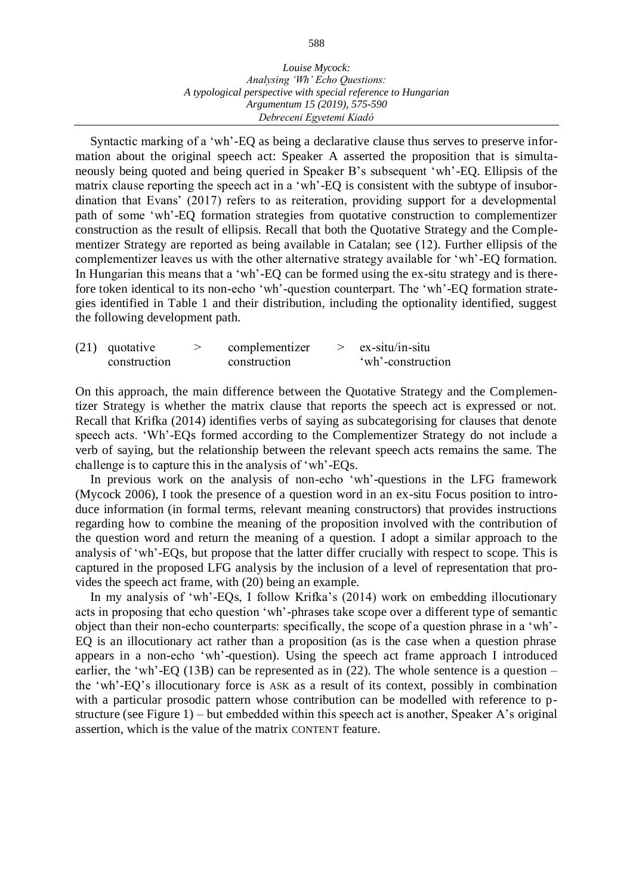Syntactic marking of a 'wh'-EQ as being a declarative clause thus serves to preserve information about the original speech act: Speaker A asserted the proposition that is simultaneously being quoted and being queried in Speaker B's subsequent 'wh'-EQ. Ellipsis of the matrix clause reporting the speech act in a 'wh'-EQ is consistent with the subtype of insubordination that Evans' (2017) refers to as reiteration, providing support for a developmental path of some 'wh'-EQ formation strategies from quotative construction to complementizer construction as the result of ellipsis. Recall that both the Quotative Strategy and the Complementizer Strategy are reported as being available in Catalan; see (12). Further ellipsis of the complementizer leaves us with the other alternative strategy available for 'wh'-EQ formation. In Hungarian this means that a 'wh'-EQ can be formed using the ex-situ strategy and is therefore token identical to its non-echo 'wh'-question counterpart. The 'wh'-EQ formation strategies identified in Table 1 and their distribution, including the optionality identified, suggest the following development path.

(21) quotative construction > complementizer construction > ex-situ/in-situ 'wh'-construction

On this approach, the main difference between the Quotative Strategy and the Complementizer Strategy is whether the matrix clause that reports the speech act is expressed or not. Recall that Krifka (2014) identifies verbs of saying as subcategorising for clauses that denote speech acts. 'Wh'-EQs formed according to the Complementizer Strategy do not include a verb of saying, but the relationship between the relevant speech acts remains the same. The challenge is to capture this in the analysis of 'wh'-EQs.

In previous work on the analysis of non-echo 'wh'-questions in the LFG framework (Mycock 2006), I took the presence of a question word in an ex-situ Focus position to introduce information (in formal terms, relevant meaning constructors) that provides instructions regarding how to combine the meaning of the proposition involved with the contribution of the question word and return the meaning of a question. I adopt a similar approach to the analysis of 'wh'-EQs, but propose that the latter differ crucially with respect to scope. This is captured in the proposed LFG analysis by the inclusion of a level of representation that provides the speech act frame, with (20) being an example.

In my analysis of 'wh'-EQs, I follow Krifka's (2014) work on embedding illocutionary acts in proposing that echo question 'wh'-phrases take scope over a different type of semantic object than their non-echo counterparts: specifically, the scope of a question phrase in a 'wh'-EQ is an illocutionary act rather than a proposition (as is the case when a question phrase appears in a non-echo 'wh'-question). Using the speech act frame approach I introduced earlier, the 'wh'-EQ (13B) can be represented as in (22). The whole sentence is a question – the 'wh'-EQ's illocutionary force is ASK as a result of its context, possibly in combination with a particular prosodic pattern whose contribution can be modelled with reference to p-structure (see Figure 1) – but embedded within this speech act is another, Speaker A's original assertion, which is the value of the matrix CONTENT feature.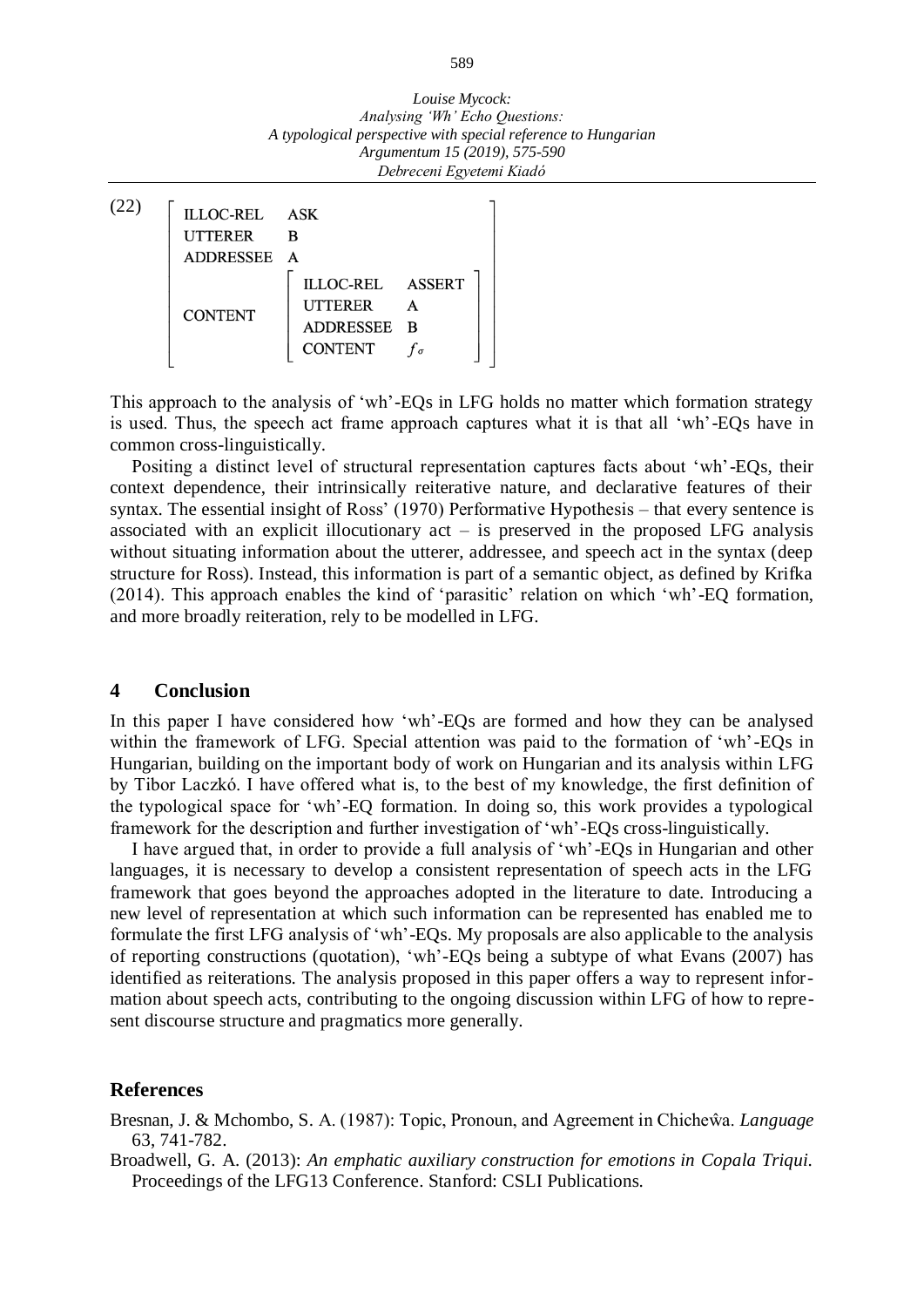(22)

$$\begin{bmatrix} \text{ILLOC-REL} & \text{ASK} \\ \text{UTTERER} & \text{B} \\ \text{ADDRESSEE} & \text{A} \\ \text{CONTENT} & \begin{bmatrix} \text{ILLOC-REL} & \text{ASSERT} \\ \text{UTTERER} & \text{A} \\ \text{ADDRESSEE} & \text{B} \\ \text{CONTENT} & f_\sigma \end{bmatrix} \end{bmatrix}$$

This approach to the analysis of 'wh'-EQs in LFG holds no matter which formation strategy is used. Thus, the speech act frame approach captures what it is that all 'wh'-EQs have in common cross-linguistically.

Positing a distinct level of structural representation captures facts about 'wh'-EQs, their context dependence, their intrinsically reiterative nature, and declarative features of their syntax. The essential insight of Ross' (1970) Performative Hypothesis – that every sentence is associated with an explicit illocutionary act – is preserved in the proposed LFG analysis without situating information about the utterer, addressee, and speech act in the syntax (deep structure for Ross). Instead, this information is part of a semantic object, as defined by Krifka (2014). This approach enables the kind of 'parasitic' relation on which 'wh'-EQ formation, and more broadly reiteration, rely to be modelled in LFG.

## 4 Conclusion

In this paper I have considered how 'wh'-EQs are formed and how they can be analysed within the framework of LFG. Special attention was paid to the formation of 'wh'-EQs in Hungarian, building on the important body of work on Hungarian and its analysis within LFG by Tibor Laczkó. I have offered what is, to the best of my knowledge, the first definition of the typological space for 'wh'-EQ formation. In doing so, this work provides a typological framework for the description and further investigation of 'wh'-EQs cross-linguistically.

I have argued that, in order to provide a full analysis of 'wh'-EQs in Hungarian and other languages, it is necessary to develop a consistent representation of speech acts in the LFG framework that goes beyond the approaches adopted in the literature to date. Introducing a new level of representation at which such information can be represented has enabled me to formulate the first LFG analysis of 'wh'-EQs. My proposals are also applicable to the analysis of reporting constructions (quotation), 'wh'-EQs being a subtype of what Evans (2007) has identified as reiterations. The analysis proposed in this paper offers a way to represent information about speech acts, contributing to the ongoing discussion within LFG of how to represent discourse structure and pragmatics more generally.

## References

Bresnan, J. & Mchombo, S. A. (1987): Topic, Pronoun, and Agreement in Chicheŵa. *Language* 63, 741-782.

Broadwell, G. A. (2013): *An emphatic auxiliary construction for emotions in Copala Triqui.* Proceedings of the LFG13 Conference. Stanford: CSLI Publications.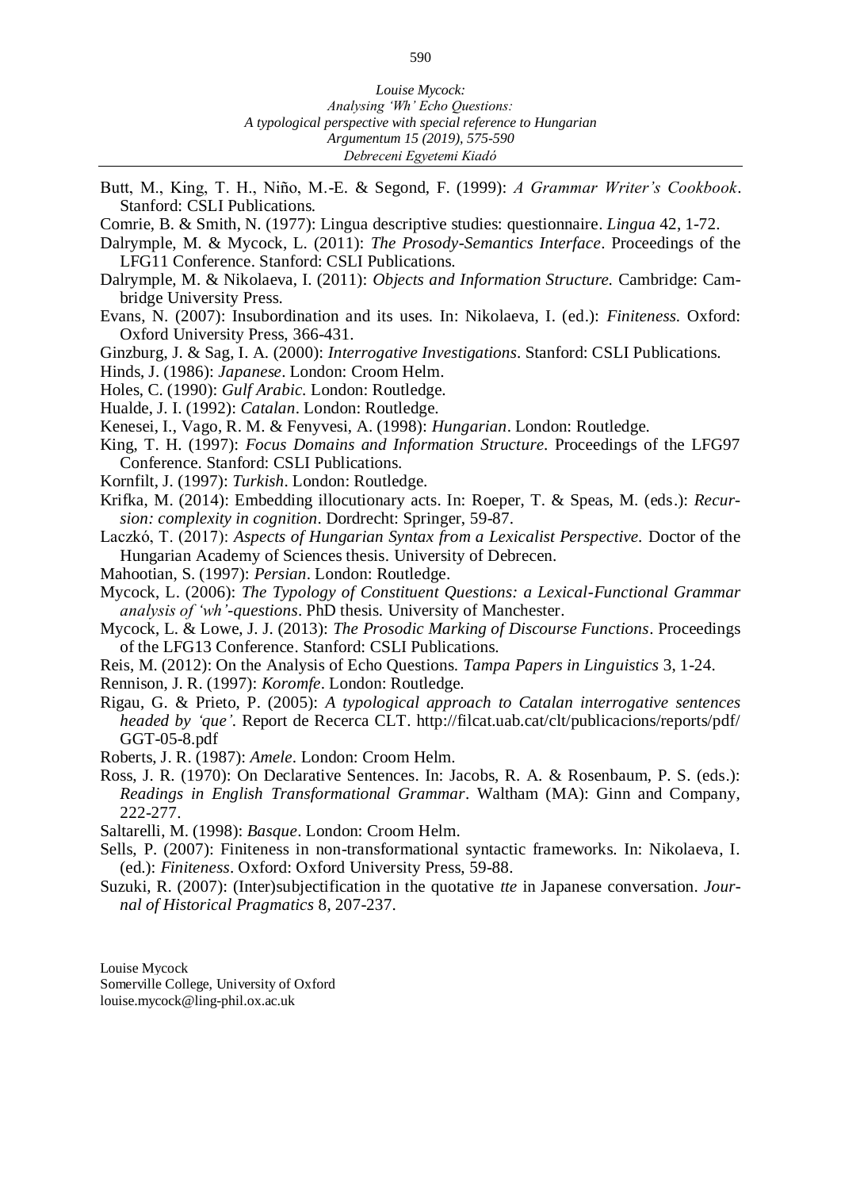Butt, M., King, T. H., Niño, M.-E. & Segond, F. (1999): *A Grammar Writer's Cookbook*. Stanford: CSLI Publications.

Comrie, B. & Smith, N. (1977): Lingua descriptive studies: questionnaire. *Lingua* 42, 1-72.

Dalrymple, M. & Mycock, L. (2011): *The Prosody-Semantics Interface*. Proceedings of the LFG11 Conference. Stanford: CSLI Publications.

Dalrymple, M. & Nikolaeva, I. (2011): *Objects and Information Structure.* Cambridge: Cambridge University Press.

Evans, N. (2007): Insubordination and its uses. In: Nikolaeva, I. (ed.): *Finiteness.* Oxford: Oxford University Press, 366-431.

Ginzburg, J. & Sag, I. A. (2000): *Interrogative Investigations*. Stanford: CSLI Publications.

Hinds, J. (1986): *Japanese*. London: Croom Helm.

Holes, C. (1990): *Gulf Arabic.* London: Routledge.

Hualde, J. I. (1992): *Catalan*. London: Routledge.

Kenesei, I., Vago, R. M. & Fenyvesi, A. (1998): *Hungarian*. London: Routledge.

King, T. H. (1997): *Focus Domains and Information Structure*. Proceedings of the LFG97 Conference. Stanford: CSLI Publications.

Kornfilt, J. (1997): *Turkish*. London: Routledge.

Krifka, M. (2014): Embedding illocutionary acts. In: Roeper, T. & Speas, M. (eds.): *Recursion: complexity in cognition*. Dordrecht: Springer, 59-87.

Laczkó, T. (2017): *Aspects of Hungarian Syntax from a Lexicalist Perspective.* Doctor of the Hungarian Academy of Sciences thesis. University of Debrecen.

Mahootian, S. (1997): *Persian*. London: Routledge.

Mycock, L. (2006): *The Typology of Constituent Questions: a Lexical-Functional Grammar analysis of 'wh'-questions*. PhD thesis. University of Manchester.

Mycock, L. & Lowe, J. J. (2013): *The Prosodic Marking of Discourse Functions*. Proceedings of the LFG13 Conference. Stanford: CSLI Publications.

Reis, M. (2012): On the Analysis of Echo Questions. *Tampa Papers in Linguistics* 3, 1-24.

Rennison, J. R. (1997): *Koromfe*. London: Routledge.

Rigau, G. & Prieto, P. (2005): *A typological approach to Catalan interrogative sentences headed by 'que'*. Report de Recerca CLT. http://filcat.uab.cat/clt/publicacions/reports/pdf/GGT-05-8.pdf

Roberts, J. R. (1987): *Amele*. London: Croom Helm.

Ross, J. R. (1970): On Declarative Sentences. In: Jacobs, R. A. & Rosenbaum, P. S. (eds.): *Readings in English Transformational Grammar*. Waltham (MA): Ginn and Company, 222-277.

Saltarelli, M. (1998): *Basque*. London: Croom Helm.

Sells, P. (2007): Finiteness in non-transformational syntactic frameworks. In: Nikolaeva, I. (ed.): *Finiteness*. Oxford: Oxford University Press, 59-88.

Suzuki, R. (2007): (Inter)subjectification in the quotative *tte* in Japanese conversation. *Journal of Historical Pragmatics* 8, 207-237.

Louise Mycock
Somerville College, University of Oxford
louise.mycock@ling-phil.ox.ac.uk